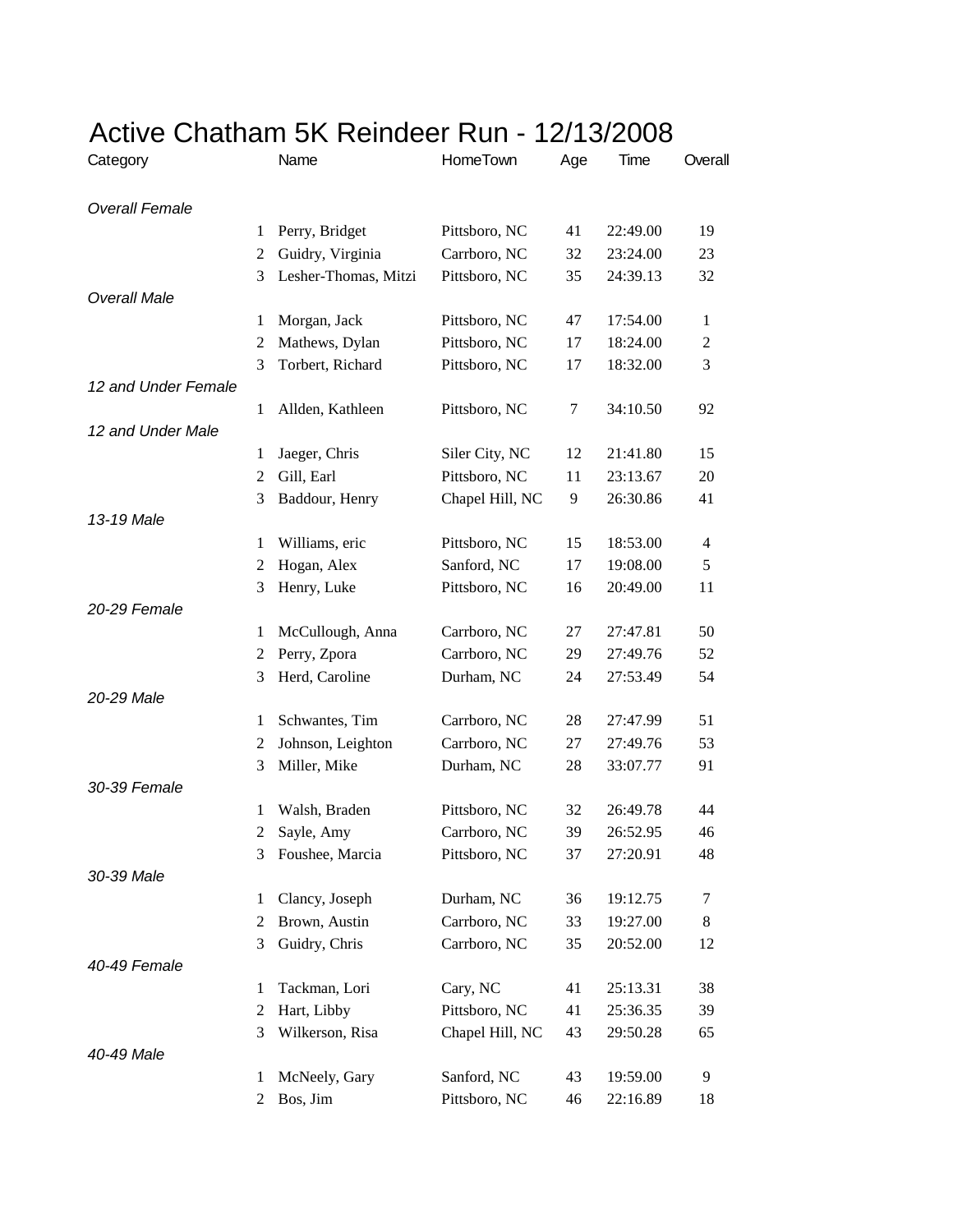# Active Chatham 5K Reindeer Run - 12/13/2008

| Category | | Name | HomeTown | Age | Time | Overall |
|---|---|---|---|---|---|---|
| *Overall Female* | | | | | | |
| | 1 | Perry, Bridget | Pittsboro, NC | 41 | 22:49.00 | 19 |
| | 2 | Guidry, Virginia | Carrboro, NC | 32 | 23:24.00 | 23 |
| | 3 | Lesher-Thomas, Mitzi | Pittsboro, NC | 35 | 24:39.13 | 32 |
| *Overall Male* | | | | | | |
| | 1 | Morgan, Jack | Pittsboro, NC | 47 | 17:54.00 | 1 |
| | 2 | Mathews, Dylan | Pittsboro, NC | 17 | 18:24.00 | 2 |
| | 3 | Torbert, Richard | Pittsboro, NC | 17 | 18:32.00 | 3 |
| *12 and Under Female* | | | | | | |
| | 1 | Allden, Kathleen | Pittsboro, NC | 7 | 34:10.50 | 92 |
| *12 and Under Male* | | | | | | |
| | 1 | Jaeger, Chris | Siler City, NC | 12 | 21:41.80 | 15 |
| | 2 | Gill, Earl | Pittsboro, NC | 11 | 23:13.67 | 20 |
| | 3 | Baddour, Henry | Chapel Hill, NC | 9 | 26:30.86 | 41 |
| *13-19 Male* | | | | | | |
| | 1 | Williams, eric | Pittsboro, NC | 15 | 18:53.00 | 4 |
| | 2 | Hogan, Alex | Sanford, NC | 17 | 19:08.00 | 5 |
| | 3 | Henry, Luke | Pittsboro, NC | 16 | 20:49.00 | 11 |
| *20-29 Female* | | | | | | |
| | 1 | McCullough, Anna | Carrboro, NC | 27 | 27:47.81 | 50 |
| | 2 | Perry, Zpora | Carrboro, NC | 29 | 27:49.76 | 52 |
| | 3 | Herd, Caroline | Durham, NC | 24 | 27:53.49 | 54 |
| *20-29 Male* | | | | | | |
| | 1 | Schwantes, Tim | Carrboro, NC | 28 | 27:47.99 | 51 |
| | 2 | Johnson, Leighton | Carrboro, NC | 27 | 27:49.76 | 53 |
| | 3 | Miller, Mike | Durham, NC | 28 | 33:07.77 | 91 |
| *30-39 Female* | | | | | | |
| | 1 | Walsh, Braden | Pittsboro, NC | 32 | 26:49.78 | 44 |
| | 2 | Sayle, Amy | Carrboro, NC | 39 | 26:52.95 | 46 |
| | 3 | Foushee, Marcia | Pittsboro, NC | 37 | 27:20.91 | 48 |
| *30-39 Male* | | | | | | |
| | 1 | Clancy, Joseph | Durham, NC | 36 | 19:12.75 | 7 |
| | 2 | Brown, Austin | Carrboro, NC | 33 | 19:27.00 | 8 |
| | 3 | Guidry, Chris | Carrboro, NC | 35 | 20:52.00 | 12 |
| *40-49 Female* | | | | | | |
| | 1 | Tackman, Lori | Cary, NC | 41 | 25:13.31 | 38 |
| | 2 | Hart, Libby | Pittsboro, NC | 41 | 25:36.35 | 39 |
| | 3 | Wilkerson, Risa | Chapel Hill, NC | 43 | 29:50.28 | 65 |
| *40-49 Male* | | | | | | |
| | 1 | McNeely, Gary | Sanford, NC | 43 | 19:59.00 | 9 |
| | 2 | Bos, Jim | Pittsboro, NC | 46 | 22:16.89 | 18 |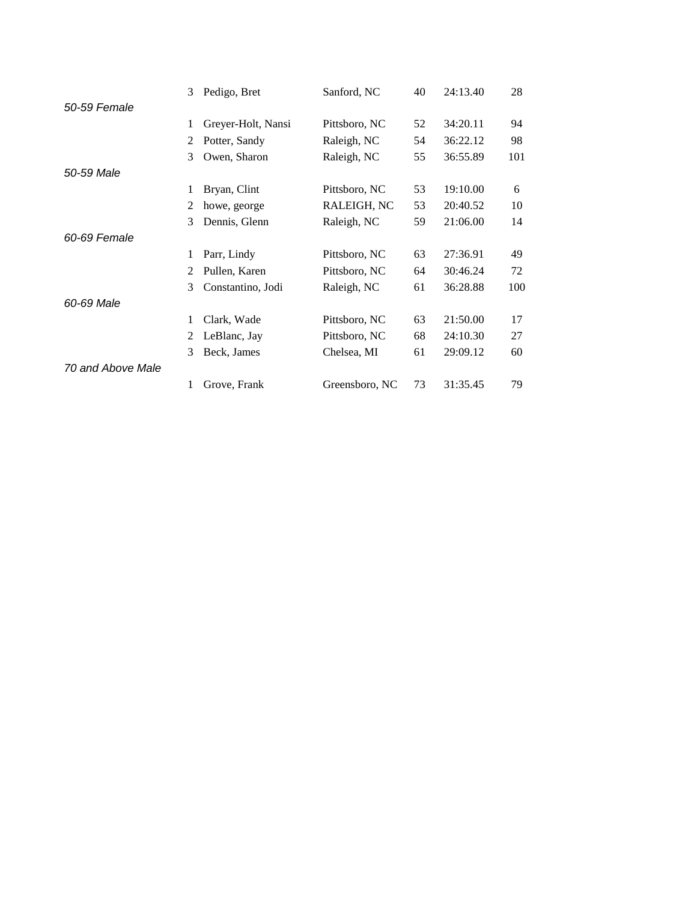| | | | | | | |
|---|---|---|---|---|---|---|
| | 3 | Pedigo, Bret | Sanford, NC | 40 | 24:13.40 | 28 |
| *50-59 Female* | | | | | | |
| | 1 | Greyer-Holt, Nansi | Pittsboro, NC | 52 | 34:20.11 | 94 |
| | 2 | Potter, Sandy | Raleigh, NC | 54 | 36:22.12 | 98 |
| | 3 | Owen, Sharon | Raleigh, NC | 55 | 36:55.89 | 101 |
| *50-59 Male* | | | | | | |
| | 1 | Bryan, Clint | Pittsboro, NC | 53 | 19:10.00 | 6 |
| | 2 | howe, george | RALEIGH, NC | 53 | 20:40.52 | 10 |
| | 3 | Dennis, Glenn | Raleigh, NC | 59 | 21:06.00 | 14 |
| *60-69 Female* | | | | | | |
| | 1 | Parr, Lindy | Pittsboro, NC | 63 | 27:36.91 | 49 |
| | 2 | Pullen, Karen | Pittsboro, NC | 64 | 30:46.24 | 72 |
| | 3 | Constantino, Jodi | Raleigh, NC | 61 | 36:28.88 | 100 |
| *60-69 Male* | | | | | | |
| | 1 | Clark, Wade | Pittsboro, NC | 63 | 21:50.00 | 17 |
| | 2 | LeBlanc, Jay | Pittsboro, NC | 68 | 24:10.30 | 27 |
| | 3 | Beck, James | Chelsea, MI | 61 | 29:09.12 | 60 |
| *70 and Above Male* | | | | | | |
| | 1 | Grove, Frank | Greensboro, NC | 73 | 31:35.45 | 79 |